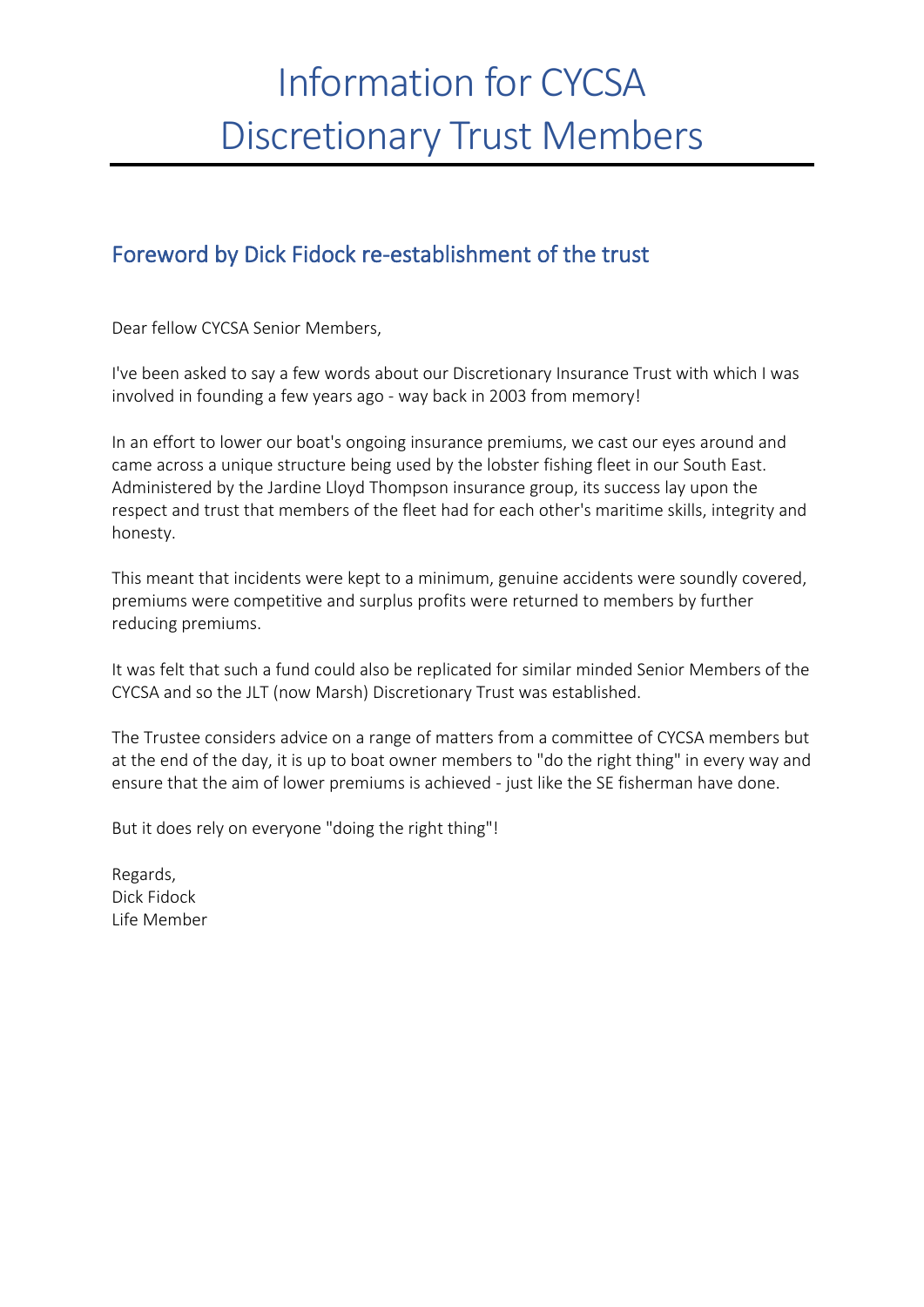# Information for CYCSA Discretionary Trust Members

## Foreword by Dick Fidock re-establishment of the trust

Dear fellow CYCSA Senior Members,

I've been asked to say a few words about our Discretionary Insurance Trust with which I was involved in founding a few years ago - way back in 2003 from memory!

In an effort to lower our boat's ongoing insurance premiums, we cast our eyes around and came across a unique structure being used by the lobster fishing fleet in our South East. Administered by the Jardine Lloyd Thompson insurance group, its success lay upon the respect and trust that members of the fleet had for each other's maritime skills, integrity and honesty.

This meant that incidents were kept to a minimum, genuine accidents were soundly covered, premiums were competitive and surplus profits were returned to members by further reducing premiums.

It was felt that such a fund could also be replicated for similar minded Senior Members of the CYCSA and so the JLT (now Marsh) Discretionary Trust was established.

The Trustee considers advice on a range of matters from a committee of CYCSA members but at the end of the day, it is up to boat owner members to "do the right thing" in every way and ensure that the aim of lower premiums is achieved - just like the SE fisherman have done.

But it does rely on everyone "doing the right thing"!

Regards,
Dick Fidock
Life Member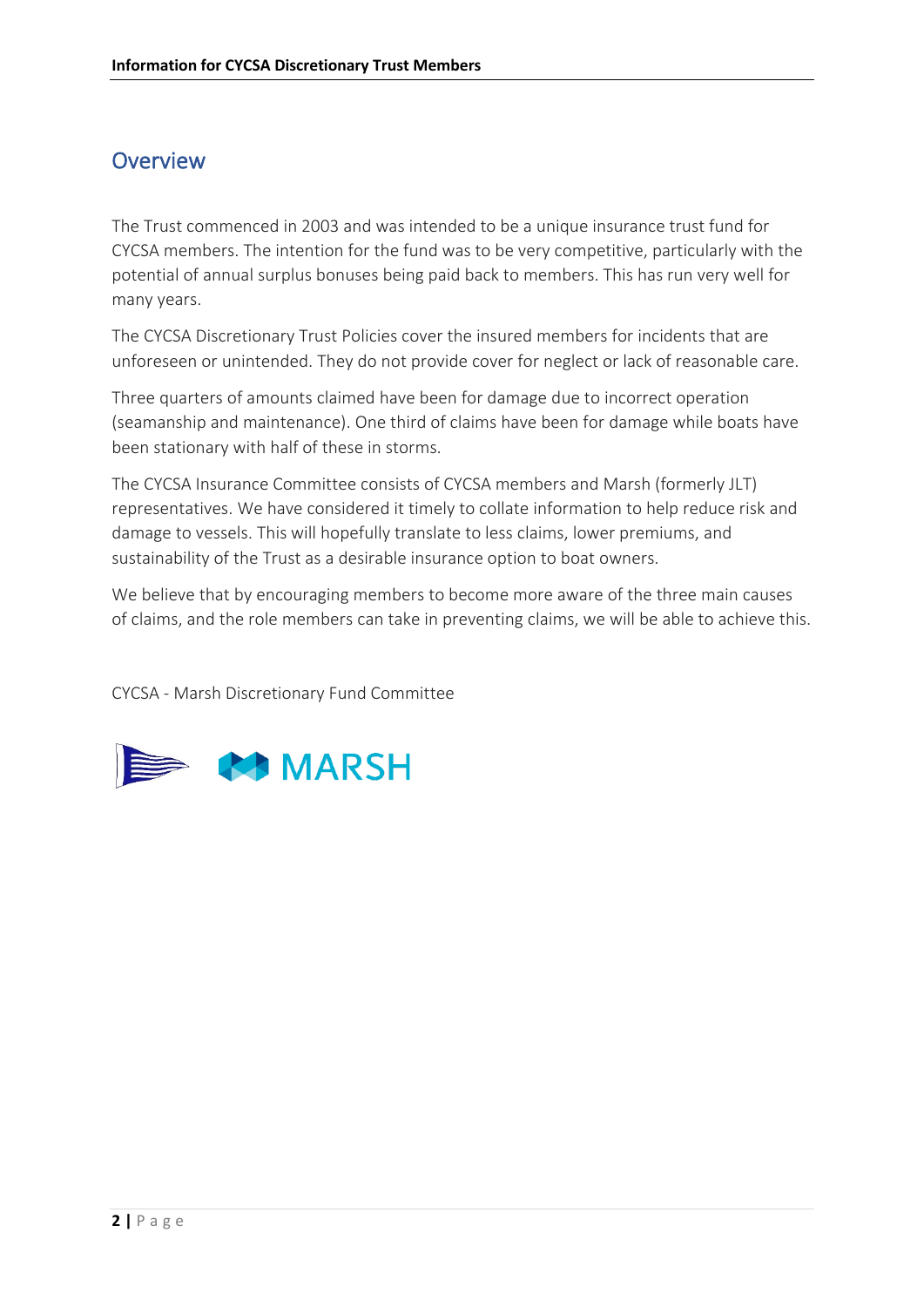## Overview

The Trust commenced in 2003 and was intended to be a unique insurance trust fund for CYCSA members. The intention for the fund was to be very competitive, particularly with the potential of annual surplus bonuses being paid back to members. This has run very well for many years.

The CYCSA Discretionary Trust Policies cover the insured members for incidents that are unforeseen or unintended. They do not provide cover for neglect or lack of reasonable care.

Three quarters of amounts claimed have been for damage due to incorrect operation (seamanship and maintenance). One third of claims have been for damage while boats have been stationary with half of these in storms.

The CYCSA Insurance Committee consists of CYCSA members and Marsh (formerly JLT) representatives. We have considered it timely to collate information to help reduce risk and damage to vessels. This will hopefully translate to less claims, lower premiums, and sustainability of the Trust as a desirable insurance option to boat owners.

We believe that by encouraging members to become more aware of the three main causes of claims, and the role members can take in preventing claims, we will be able to achieve this.

CYCSA - Marsh Discretionary Fund Committee

MARSH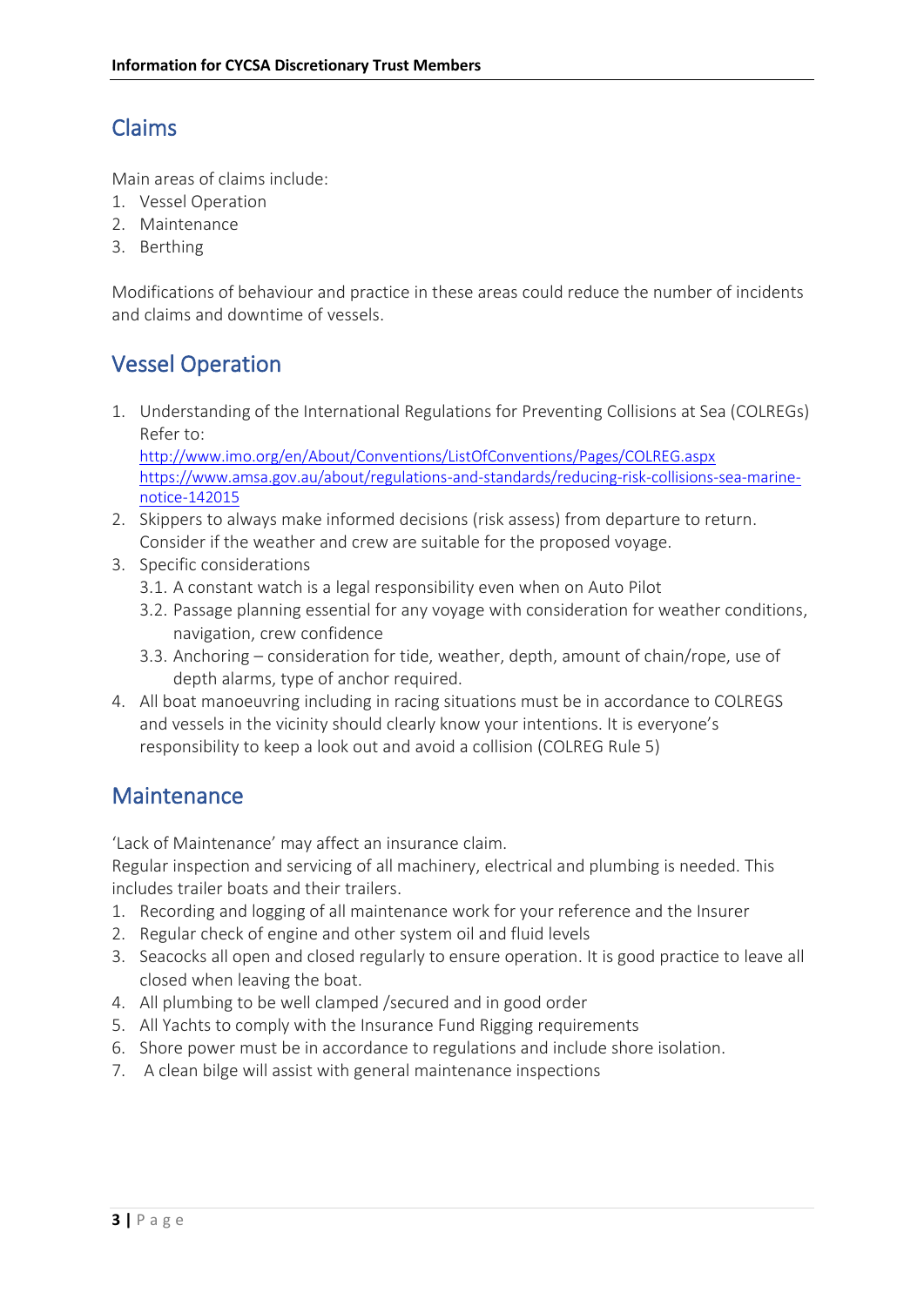## Claims

Main areas of claims include:

1. Vessel Operation
2. Maintenance
3. Berthing

Modifications of behaviour and practice in these areas could reduce the number of incidents and claims and downtime of vessels.

## Vessel Operation

1. Understanding of the International Regulations for Preventing Collisions at Sea (COLREGs) Refer to:
   http://www.imo.org/en/About/Conventions/ListOfConventions/Pages/COLREG.aspx
   https://www.amsa.gov.au/about/regulations-and-standards/reducing-risk-collisions-sea-marine-notice-142015
2. Skippers to always make informed decisions (risk assess) from departure to return. Consider if the weather and crew are suitable for the proposed voyage.
3. Specific considerations
   - 3.1. A constant watch is a legal responsibility even when on Auto Pilot
   - 3.2. Passage planning essential for any voyage with consideration for weather conditions, navigation, crew confidence
   - 3.3. Anchoring – consideration for tide, weather, depth, amount of chain/rope, use of depth alarms, type of anchor required.
4. All boat manoeuvring including in racing situations must be in accordance to COLREGS and vessels in the vicinity should clearly know your intentions. It is everyone's responsibility to keep a look out and avoid a collision (COLREG Rule 5)

## Maintenance

'Lack of Maintenance' may affect an insurance claim.
Regular inspection and servicing of all machinery, electrical and plumbing is needed. This includes trailer boats and their trailers.

1. Recording and logging of all maintenance work for your reference and the Insurer
2. Regular check of engine and other system oil and fluid levels
3. Seacocks all open and closed regularly to ensure operation. It is good practice to leave all closed when leaving the boat.
4. All plumbing to be well clamped /secured and in good order
5. All Yachts to comply with the Insurance Fund Rigging requirements
6. Shore power must be in accordance to regulations and include shore isolation.
7. A clean bilge will assist with general maintenance inspections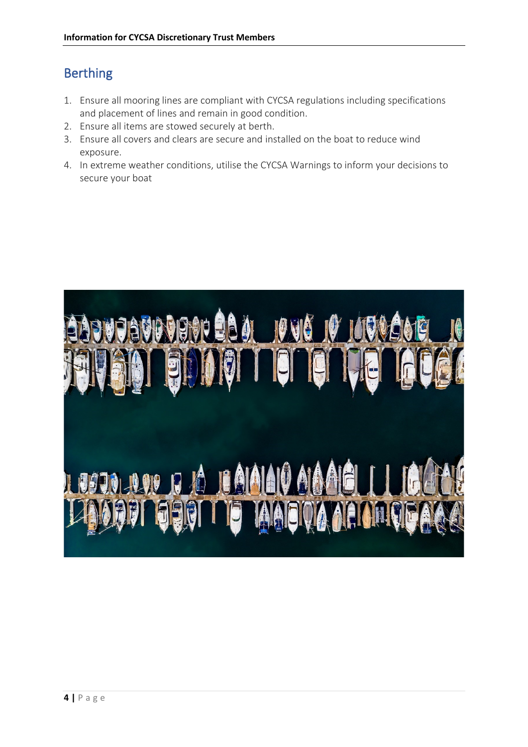## Berthing

1. Ensure all mooring lines are compliant with CYCSA regulations including specifications and placement of lines and remain in good condition.
2. Ensure all items are stowed securely at berth.
3. Ensure all covers and clears are secure and installed on the boat to reduce wind exposure.
4. In extreme weather conditions, utilise the CYCSA Warnings to inform your decisions to secure your boat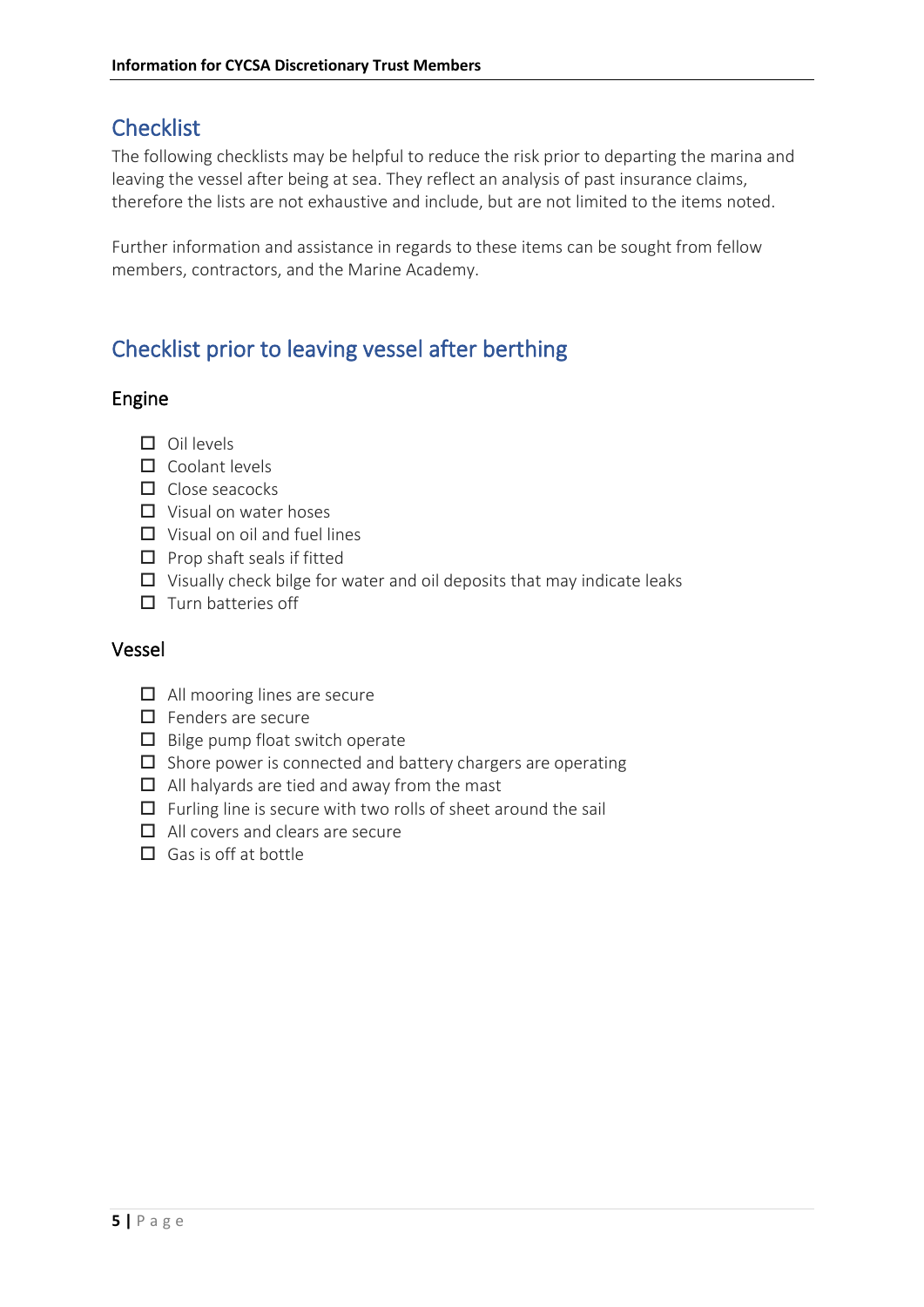## Checklist

The following checklists may be helpful to reduce the risk prior to departing the marina and leaving the vessel after being at sea. They reflect an analysis of past insurance claims, therefore the lists are not exhaustive and include, but are not limited to the items noted.

Further information and assistance in regards to these items can be sought from fellow members, contractors, and the Marine Academy.

## Checklist prior to leaving vessel after berthing

### Engine

- [ ] Oil levels
- [ ] Coolant levels
- [ ] Close seacocks
- [ ] Visual on water hoses
- [ ] Visual on oil and fuel lines
- [ ] Prop shaft seals if fitted
- [ ] Visually check bilge for water and oil deposits that may indicate leaks
- [ ] Turn batteries off

### Vessel

- [ ] All mooring lines are secure
- [ ] Fenders are secure
- [ ] Bilge pump float switch operate
- [ ] Shore power is connected and battery chargers are operating
- [ ] All halyards are tied and away from the mast
- [ ] Furling line is secure with two rolls of sheet around the sail
- [ ] All covers and clears are secure
- [ ] Gas is off at bottle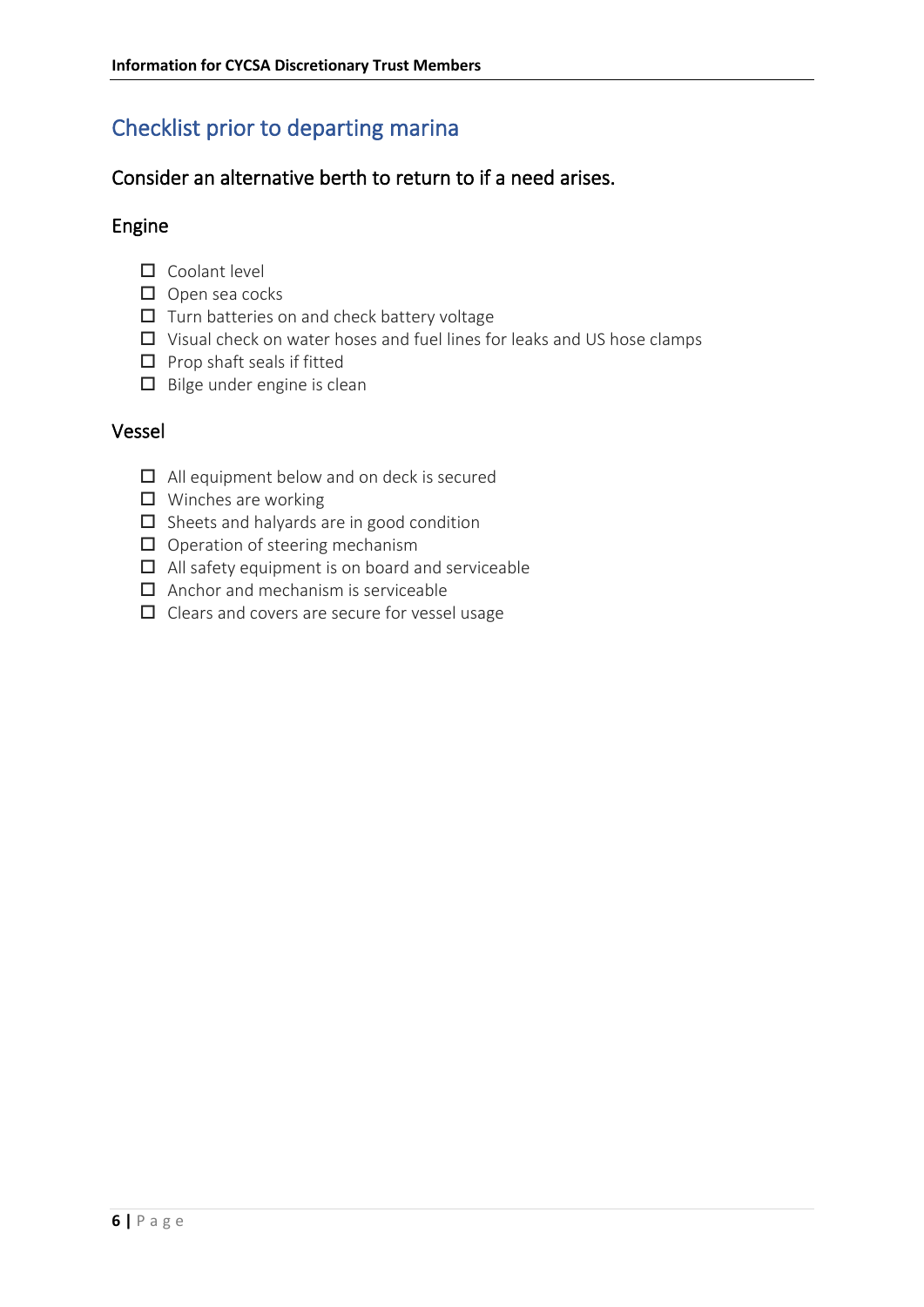## Checklist prior to departing marina

### Consider an alternative berth to return to if a need arises.

### Engine

- [ ] Coolant level
- [ ] Open sea cocks
- [ ] Turn batteries on and check battery voltage
- [ ] Visual check on water hoses and fuel lines for leaks and US hose clamps
- [ ] Prop shaft seals if fitted
- [ ] Bilge under engine is clean

### Vessel

- [ ] All equipment below and on deck is secured
- [ ] Winches are working
- [ ] Sheets and halyards are in good condition
- [ ] Operation of steering mechanism
- [ ] All safety equipment is on board and serviceable
- [ ] Anchor and mechanism is serviceable
- [ ] Clears and covers are secure for vessel usage